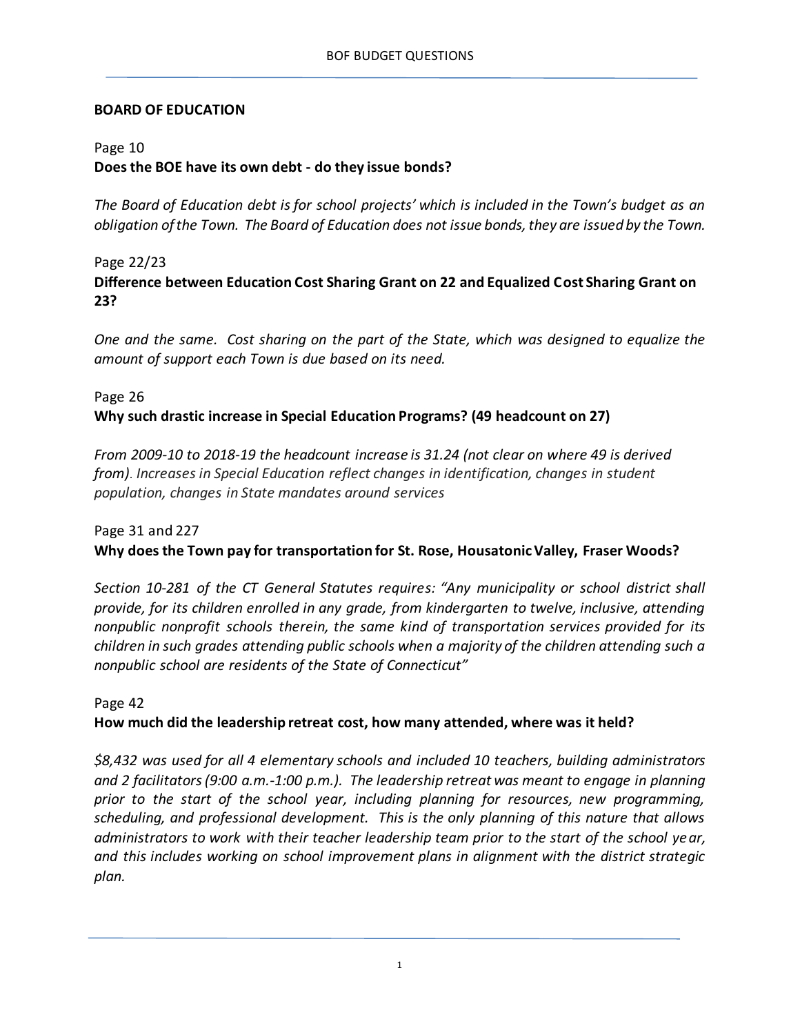**BOARD OF EDUCATION**

Page 10

**Does the BOE have its own debt - do they issue bonds?**

*The Board of Education debt is for school projects' which is included in the Town's budget as an obligation of the Town. The Board of Education does not issue bonds, they are issued by the Town.*

Page 22/23

**Difference between Education Cost Sharing Grant on 22 and Equalized Cost Sharing Grant on 23?**

*One and the same. Cost sharing on the part of the State, which was designed to equalize the amount of support each Town is due based on its need.*

Page 26

**Why such drastic increase in Special Education Programs? (49 headcount on 27)**

*From 2009-10 to 2018-19 the headcount increase is 31.24 (not clear on where 49 is derived from). Increases in Special Education reflect changes in identification, changes in student population, changes in State mandates around services*

Page 31 and 227

**Why does the Town pay for transportation for St. Rose, Housatonic Valley, Fraser Woods?**

*Section 10-281 of the CT General Statutes requires: "Any municipality or school district shall provide, for its children enrolled in any grade, from kindergarten to twelve, inclusive, attending nonpublic nonprofit schools therein, the same kind of transportation services provided for its children in such grades attending public schools when a majority of the children attending such a nonpublic school are residents of the State of Connecticut"*

Page 42

**How much did the leadership retreat cost, how many attended, where was it held?**

*$8,432 was used for all 4 elementary schools and included 10 teachers, building administrators and 2 facilitators (9:00 a.m.-1:00 p.m.). The leadership retreat was meant to engage in planning prior to the start of the school year, including planning for resources, new programming, scheduling, and professional development. This is the only planning of this nature that allows administrators to work with their teacher leadership team prior to the start of the school year, and this includes working on school improvement plans in alignment with the district strategic plan.*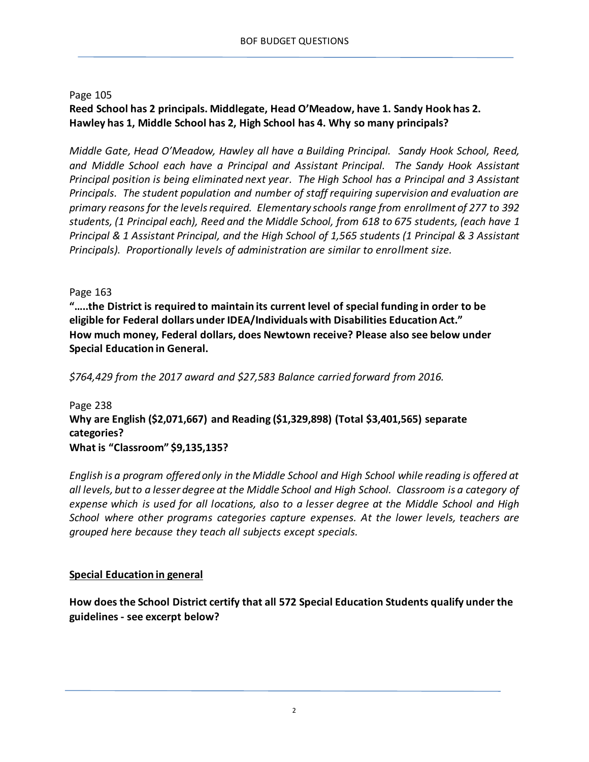Page 105

**Reed School has 2 principals. Middlegate, Head O'Meadow, have 1. Sandy Hook has 2. Hawley has 1, Middle School has 2, High School has 4. Why so many principals?**

*Middle Gate, Head O'Meadow, Hawley all have a Building Principal. Sandy Hook School, Reed, and Middle School each have a Principal and Assistant Principal. The Sandy Hook Assistant Principal position is being eliminated next year. The High School has a Principal and 3 Assistant Principals. The student population and number of staff requiring supervision and evaluation are primary reasons for the levels required. Elementary schools range from enrollment of 277 to 392 students, (1 Principal each), Reed and the Middle School, from 618 to 675 students, (each have 1 Principal & 1 Assistant Principal, and the High School of 1,565 students (1 Principal & 3 Assistant Principals). Proportionally levels of administration are similar to enrollment size.*

Page 163

**".....the District is required to maintain its current level of special funding in order to be eligible for Federal dollars under IDEA/Individuals with Disabilities Education Act."**
**How much money, Federal dollars, does Newtown receive? Please also see below under Special Education in General.**

*$764,429 from the 2017 award and $27,583 Balance carried forward from 2016.*

Page 238

**Why are English ($2,071,667) and Reading ($1,329,898) (Total $3,401,565) separate categories?**
**What is "Classroom" $9,135,135?**

*English is a program offered only in the Middle School and High School while reading is offered at all levels, but to a lesser degree at the Middle School and High School. Classroom is a category of expense which is used for all locations, also to a lesser degree at the Middle School and High School where other programs categories capture expenses. At the lower levels, teachers are grouped here because they teach all subjects except specials.*

**<u>Special Education in general</u>**

**How does the School District certify that all 572 Special Education Students qualify under the guidelines - see excerpt below?**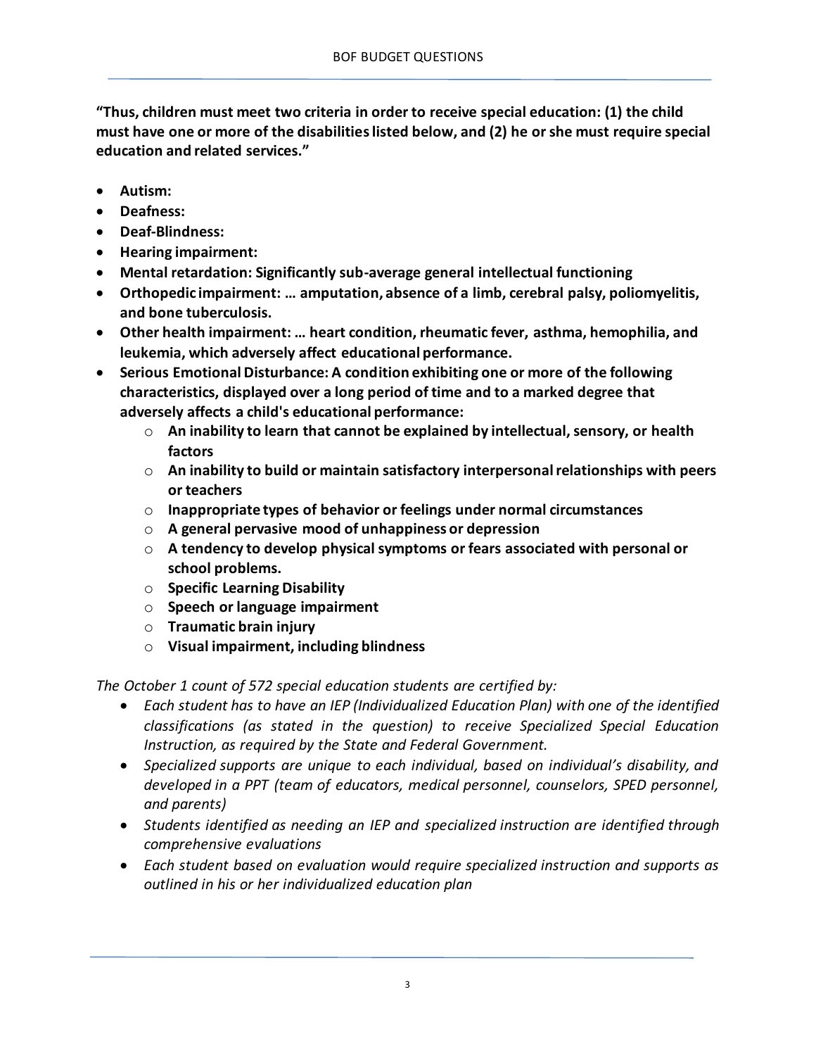**"Thus, children must meet two criteria in order to receive special education: (1) the child must have one or more of the disabilities listed below, and (2) he or she must require special education and related services."**

- **Autism:**
- **Deafness:**
- **Deaf-Blindness:**
- **Hearing impairment:**
- **Mental retardation: Significantly sub-average general intellectual functioning**
- **Orthopedic impairment: … amputation, absence of a limb, cerebral palsy, poliomyelitis, and bone tuberculosis.**
- **Other health impairment: … heart condition, rheumatic fever, asthma, hemophilia, and leukemia, which adversely affect educational performance.**
- **Serious Emotional Disturbance: A condition exhibiting one or more of the following characteristics, displayed over a long period of time and to a marked degree that adversely affects a child's educational performance:**
  - **An inability to learn that cannot be explained by intellectual, sensory, or health factors**
  - **An inability to build or maintain satisfactory interpersonal relationships with peers or teachers**
  - **Inappropriate types of behavior or feelings under normal circumstances**
  - **A general pervasive mood of unhappiness or depression**
  - **A tendency to develop physical symptoms or fears associated with personal or school problems.**
  - **Specific Learning Disability**
  - **Speech or language impairment**
  - **Traumatic brain injury**
  - **Visual impairment, including blindness**

*The October 1 count of 572 special education students are certified by:*

- *Each student has to have an IEP (Individualized Education Plan) with one of the identified classifications (as stated in the question) to receive Specialized Special Education Instruction, as required by the State and Federal Government.*
- *Specialized supports are unique to each individual, based on individual's disability, and developed in a PPT (team of educators, medical personnel, counselors, SPED personnel, and parents)*
- *Students identified as needing an IEP and specialized instruction are identified through comprehensive evaluations*
- *Each student based on evaluation would require specialized instruction and supports as outlined in his or her individualized education plan*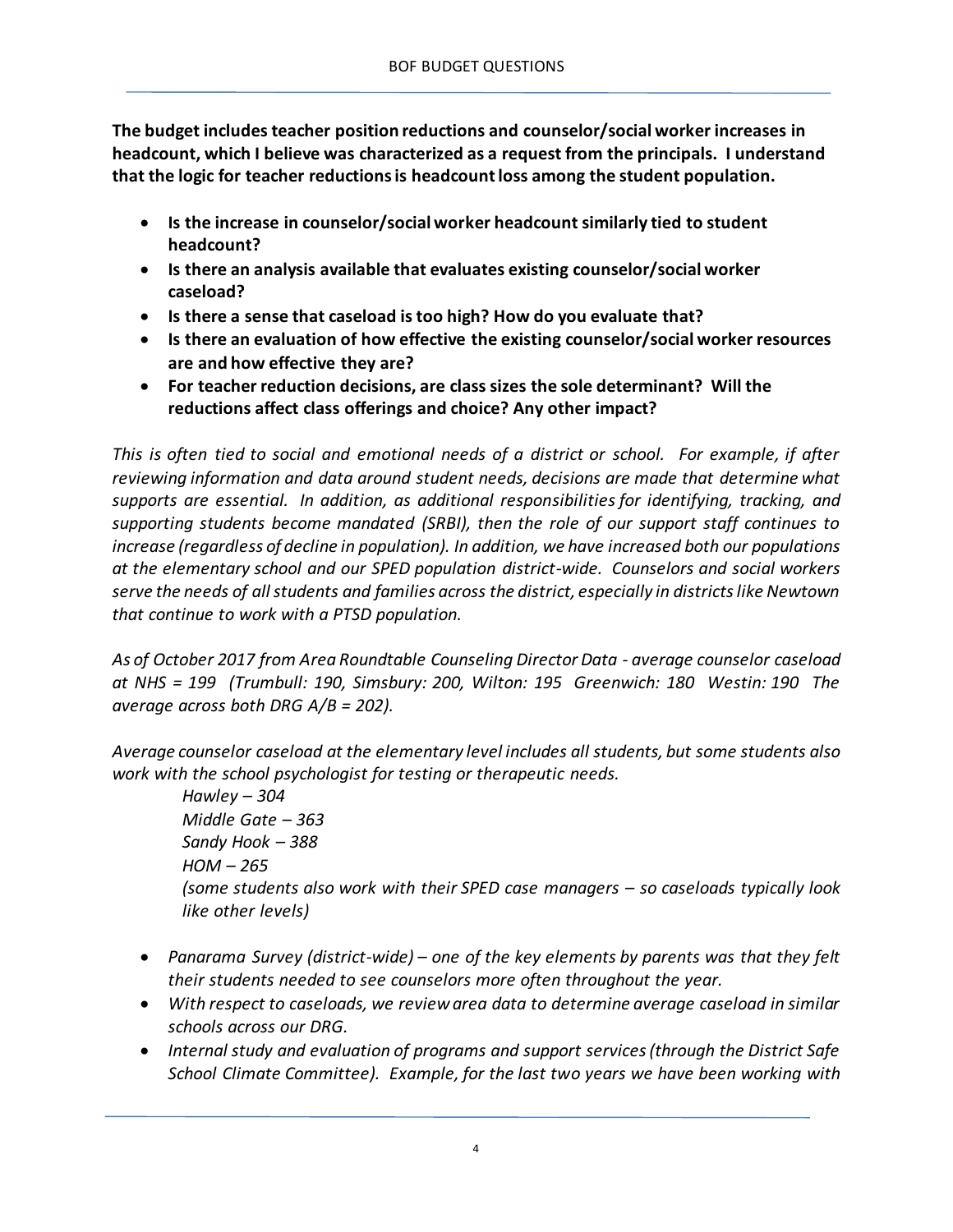**The budget includes teacher position reductions and counselor/social worker increases in headcount, which I believe was characterized as a request from the principals. I understand that the logic for teacher reductions is headcount loss among the student population.**

- **Is the increase in counselor/social worker headcount similarly tied to student headcount?**
- **Is there an analysis available that evaluates existing counselor/social worker caseload?**
- **Is there a sense that caseload is too high? How do you evaluate that?**
- **Is there an evaluation of how effective the existing counselor/social worker resources are and how effective they are?**
- **For teacher reduction decisions, are class sizes the sole determinant? Will the reductions affect class offerings and choice? Any other impact?**

*This is often tied to social and emotional needs of a district or school. For example, if after reviewing information and data around student needs, decisions are made that determine what supports are essential. In addition, as additional responsibilities for identifying, tracking, and supporting students become mandated (SRBI), then the role of our support staff continues to increase (regardless of decline in population). In addition, we have increased both our populations at the elementary school and our SPED population district-wide. Counselors and social workers serve the needs of all students and families across the district, especially in districts like Newtown that continue to work with a PTSD population.*

*As of October 2017 from Area Roundtable Counseling Director Data - average counselor caseload at NHS = 199 (Trumbull: 190, Simsbury: 200, Wilton: 195 Greenwich: 180 Westin: 190 The average across both DRG A/B = 202).*

*Average counselor caseload at the elementary level includes all students, but some students also work with the school psychologist for testing or therapeutic needs.*

> *Hawley – 304*
> *Middle Gate – 363*
> *Sandy Hook – 388*
> *HOM – 265*
> *(some students also work with their SPED case managers – so caseloads typically look like other levels)*

- *Panarama Survey (district-wide) – one of the key elements by parents was that they felt their students needed to see counselors more often throughout the year.*
- *With respect to caseloads, we review area data to determine average caseload in similar schools across our DRG.*
- *Internal study and evaluation of programs and support services (through the District Safe School Climate Committee). Example, for the last two years we have been working with*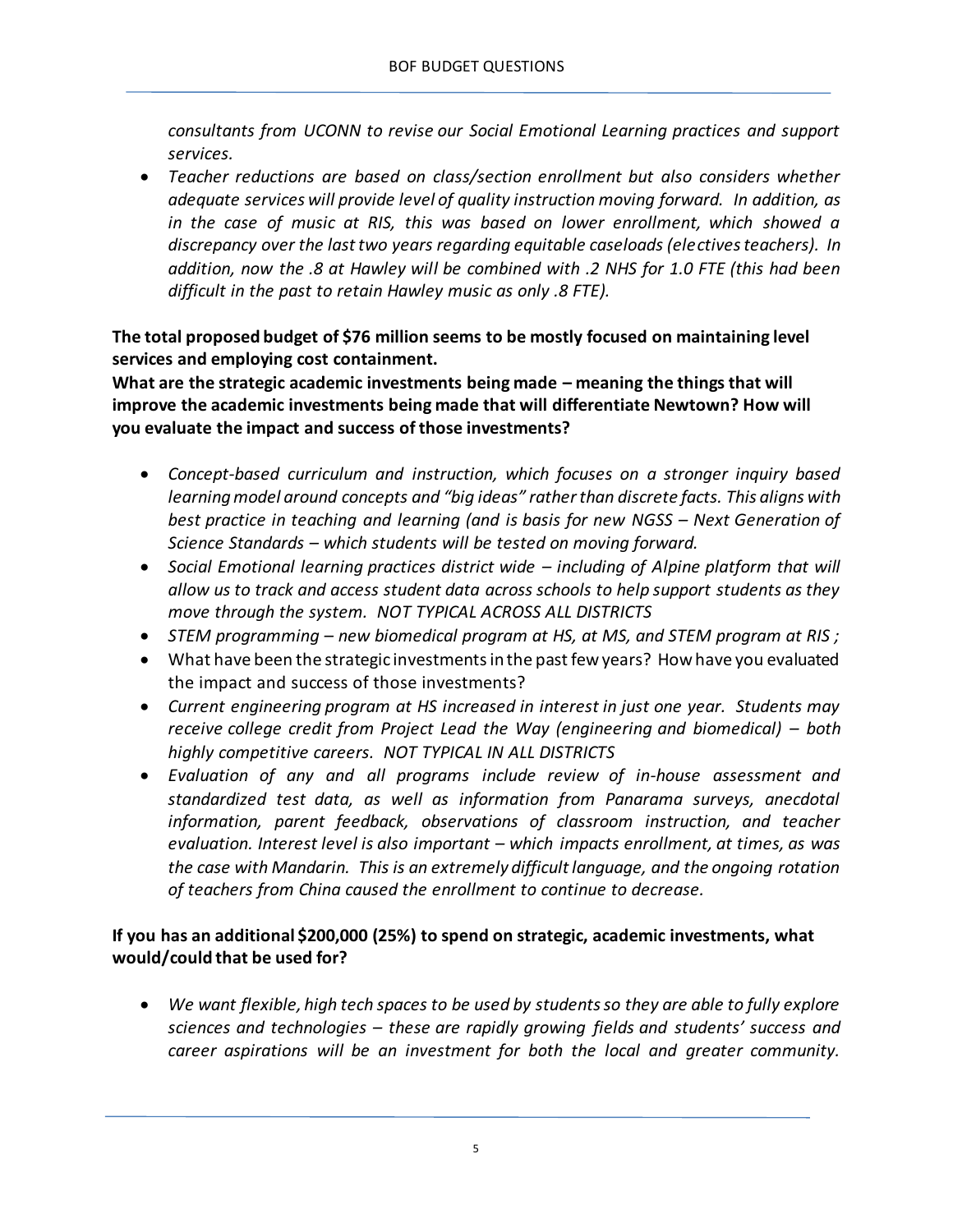*consultants from UCONN to revise our Social Emotional Learning practices and support services.*

- *Teacher reductions are based on class/section enrollment but also considers whether adequate services will provide level of quality instruction moving forward. In addition, as in the case of music at RIS, this was based on lower enrollment, which showed a discrepancy over the last two years regarding equitable caseloads (electives teachers). In addition, now the .8 at Hawley will be combined with .2 NHS for 1.0 FTE (this had been difficult in the past to retain Hawley music as only .8 FTE).*

**The total proposed budget of $76 million seems to be mostly focused on maintaining level services and employing cost containment.**
**What are the strategic academic investments being made – meaning the things that will improve the academic investments being made that will differentiate Newtown? How will you evaluate the impact and success of those investments?**

- *Concept-based curriculum and instruction, which focuses on a stronger inquiry based learning model around concepts and "big ideas" rather than discrete facts. This aligns with best practice in teaching and learning (and is basis for new NGSS – Next Generation of Science Standards – which students will be tested on moving forward.*
- *Social Emotional learning practices district wide – including of Alpine platform that will allow us to track and access student data across schools to help support students as they move through the system. NOT TYPICAL ACROSS ALL DISTRICTS*
- *STEM programming – new biomedical program at HS, at MS, and STEM program at RIS ;*
- What have been the strategic investments in the past few years? How have you evaluated the impact and success of those investments?
- *Current engineering program at HS increased in interest in just one year. Students may receive college credit from Project Lead the Way (engineering and biomedical) – both highly competitive careers. NOT TYPICAL IN ALL DISTRICTS*
- *Evaluation of any and all programs include review of in-house assessment and standardized test data, as well as information from Panarama surveys, anecdotal information, parent feedback, observations of classroom instruction, and teacher evaluation. Interest level is also important – which impacts enrollment, at times, as was the case with Mandarin. This is an extremely difficult language, and the ongoing rotation of teachers from China caused the enrollment to continue to decrease.*

**If you has an additional $200,000 (25%) to spend on strategic, academic investments, what would/could that be used for?**

- *We want flexible, high tech spaces to be used by students so they are able to fully explore sciences and technologies – these are rapidly growing fields and students' success and career aspirations will be an investment for both the local and greater community.*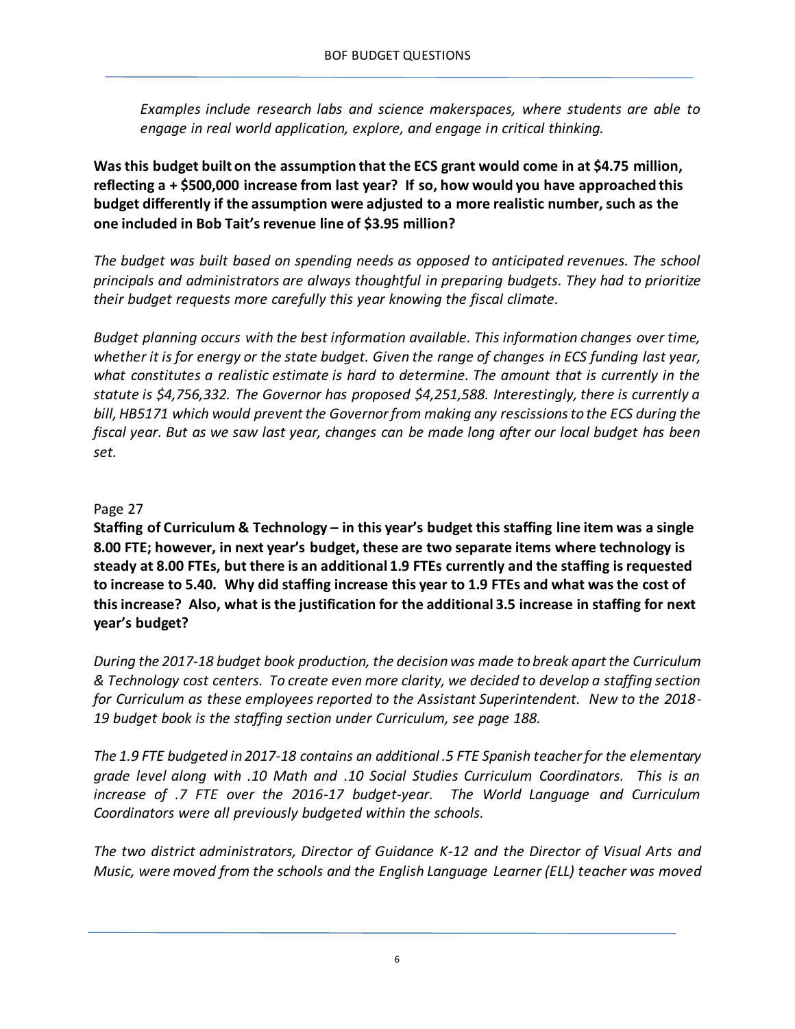*Examples include research labs and science makerspaces, where students are able to engage in real world application, explore, and engage in critical thinking.*

**Was this budget built on the assumption that the ECS grant would come in at $4.75 million, reflecting a + $500,000 increase from last year? If so, how would you have approached this budget differently if the assumption were adjusted to a more realistic number, such as the one included in Bob Tait's revenue line of $3.95 million?**

*The budget was built based on spending needs as opposed to anticipated revenues. The school principals and administrators are always thoughtful in preparing budgets. They had to prioritize their budget requests more carefully this year knowing the fiscal climate.*

*Budget planning occurs with the best information available. This information changes over time, whether it is for energy or the state budget. Given the range of changes in ECS funding last year, what constitutes a realistic estimate is hard to determine. The amount that is currently in the statute is $4,756,332. The Governor has proposed $4,251,588. Interestingly, there is currently a bill, HB5171 which would prevent the Governor from making any rescissions to the ECS during the fiscal year. But as we saw last year, changes can be made long after our local budget has been set.*

Page 27

**Staffing of Curriculum & Technology – in this year's budget this staffing line item was a single 8.00 FTE; however, in next year's budget, these are two separate items where technology is steady at 8.00 FTEs, but there is an additional 1.9 FTEs currently and the staffing is requested to increase to 5.40. Why did staffing increase this year to 1.9 FTEs and what was the cost of this increase? Also, what is the justification for the additional 3.5 increase in staffing for next year's budget?**

*During the 2017-18 budget book production, the decision was made to break apart the Curriculum & Technology cost centers. To create even more clarity, we decided to develop a staffing section for Curriculum as these employees reported to the Assistant Superintendent. New to the 2018-19 budget book is the staffing section under Curriculum, see page 188.*

*The 1.9 FTE budgeted in 2017-18 contains an additional .5 FTE Spanish teacher for the elementary grade level along with .10 Math and .10 Social Studies Curriculum Coordinators. This is an increase of .7 FTE over the 2016-17 budget-year. The World Language and Curriculum Coordinators were all previously budgeted within the schools.*

*The two district administrators, Director of Guidance K-12 and the Director of Visual Arts and Music, were moved from the schools and the English Language Learner (ELL) teacher was moved*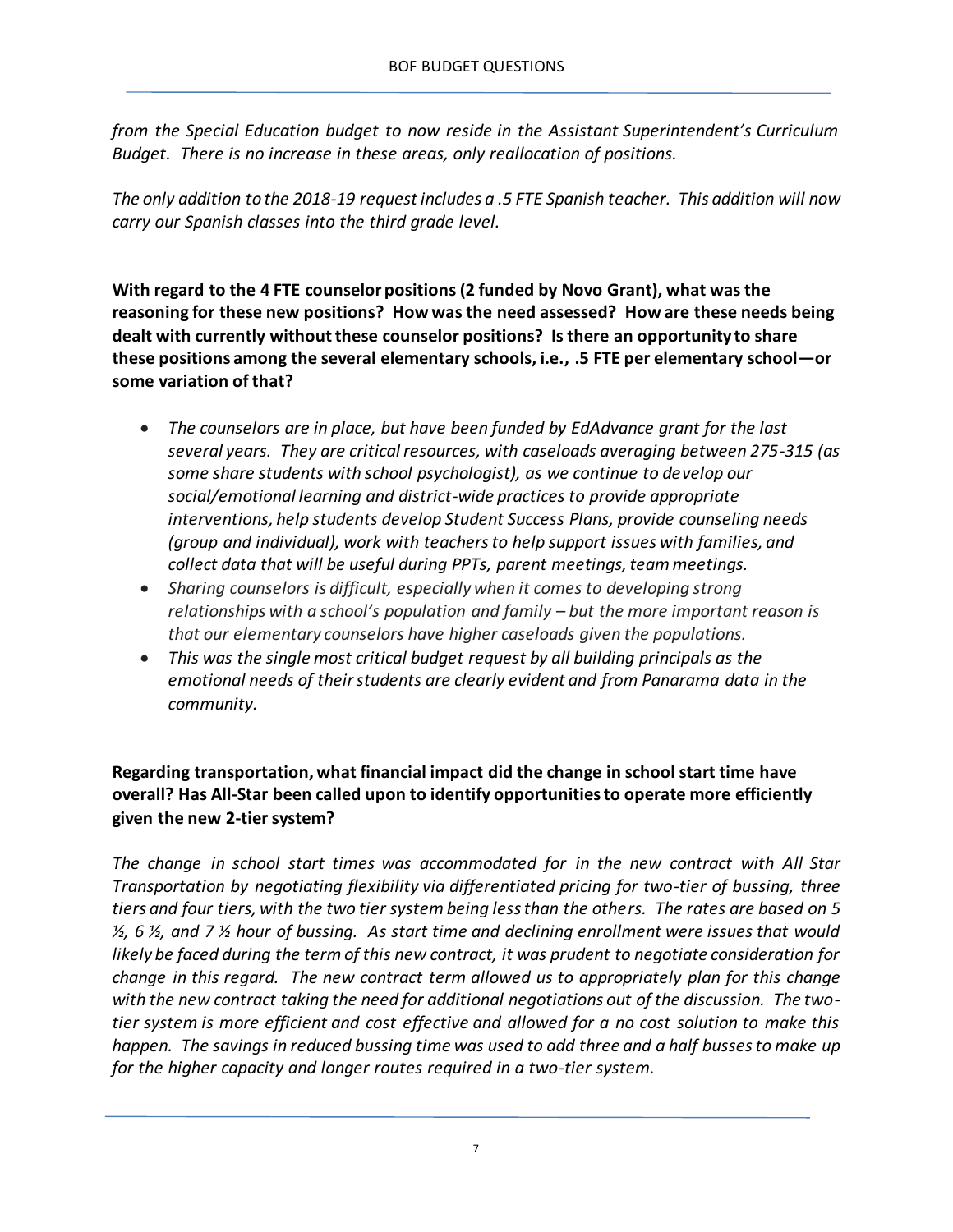*from the Special Education budget to now reside in the Assistant Superintendent's Curriculum Budget. There is no increase in these areas, only reallocation of positions.*

*The only addition to the 2018-19 request includes a .5 FTE Spanish teacher. This addition will now carry our Spanish classes into the third grade level.*

**With regard to the 4 FTE counselor positions (2 funded by Novo Grant), what was the reasoning for these new positions? How was the need assessed? How are these needs being dealt with currently without these counselor positions? Is there an opportunity to share these positions among the several elementary schools, i.e., .5 FTE per elementary school—or some variation of that?**

- *The counselors are in place, but have been funded by EdAdvance grant for the last several years. They are critical resources, with caseloads averaging between 275-315 (as some share students with school psychologist), as we continue to develop our social/emotional learning and district-wide practices to provide appropriate interventions, help students develop Student Success Plans, provide counseling needs (group and individual), work with teachers to help support issues with families, and collect data that will be useful during PPTs, parent meetings, team meetings.*
- *Sharing counselors is difficult, especially when it comes to developing strong relationships with a school's population and family – but the more important reason is that our elementary counselors have higher caseloads given the populations.*
- *This was the single most critical budget request by all building principals as the emotional needs of their students are clearly evident and from Panarama data in the community.*

**Regarding transportation, what financial impact did the change in school start time have overall? Has All-Star been called upon to identify opportunities to operate more efficiently given the new 2-tier system?**

*The change in school start times was accommodated for in the new contract with All Star Transportation by negotiating flexibility via differentiated pricing for two-tier of bussing, three tiers and four tiers, with the two tier system being less than the others. The rates are based on 5 ½, 6 ½, and 7 ½ hour of bussing. As start time and declining enrollment were issues that would likely be faced during the term of this new contract, it was prudent to negotiate consideration for change in this regard. The new contract term allowed us to appropriately plan for this change with the new contract taking the need for additional negotiations out of the discussion. The two-tier system is more efficient and cost effective and allowed for a no cost solution to make this happen. The savings in reduced bussing time was used to add three and a half busses to make up for the higher capacity and longer routes required in a two-tier system.*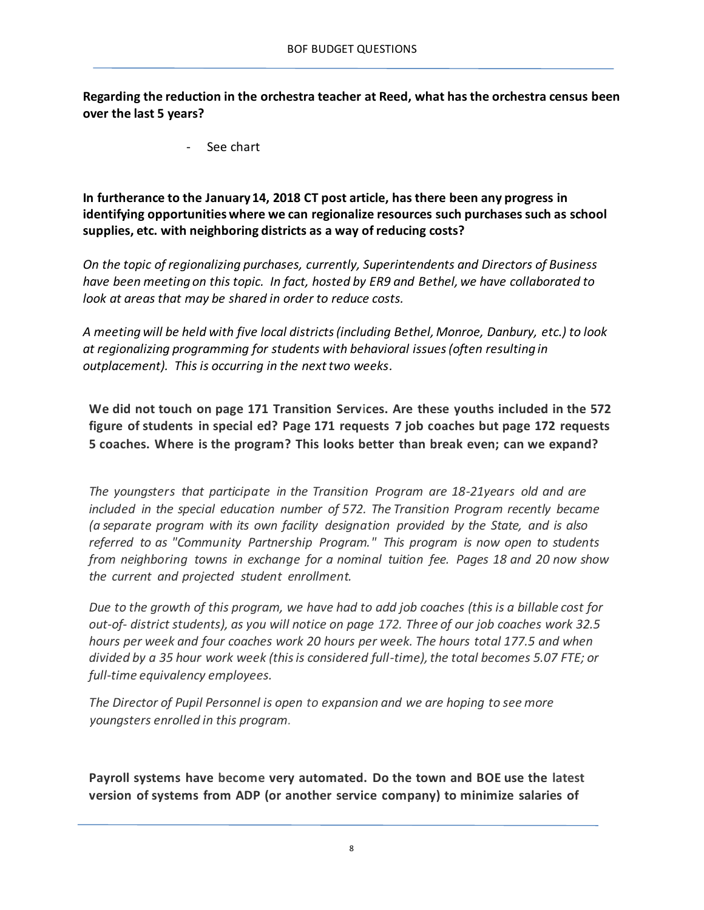**Regarding the reduction in the orchestra teacher at Reed, what has the orchestra census been over the last 5 years?**

- See chart

**In furtherance to the January 14, 2018 CT post article, has there been any progress in identifying opportunities where we can regionalize resources such purchases such as school supplies, etc. with neighboring districts as a way of reducing costs?**

*On the topic of regionalizing purchases, currently, Superintendents and Directors of Business have been meeting on this topic. In fact, hosted by ER9 and Bethel, we have collaborated to look at areas that may be shared in order to reduce costs.*

*A meeting will be held with five local districts (including Bethel, Monroe, Danbury, etc.) to look at regionalizing programming for students with behavioral issues (often resulting in outplacement). This is occurring in the next two weeks.*

**We did not touch on page 171 Transition Services. Are these youths included in the 572 figure of students in special ed? Page 171 requests 7 job coaches but page 172 requests 5 coaches. Where is the program? This looks better than break even; can we expand?**

*The youngsters that participate in the Transition Program are 18-21years old and are included in the special education number of 572. The Transition Program recently became (a separate program with its own facility designation provided by the State, and is also referred to as "Community Partnership Program." This program is now open to students from neighboring towns in exchange for a nominal tuition fee. Pages 18 and 20 now show the current and projected student enrollment.*

*Due to the growth of this program, we have had to add job coaches (this is a billable cost for out-of- district students), as you will notice on page 172. Three of our job coaches work 32.5 hours per week and four coaches work 20 hours per week. The hours total 177.5 and when divided by a 35 hour work week (this is considered full-time), the total becomes 5.07 FTE; or full-time equivalency employees.*

*The Director of Pupil Personnel is open to expansion and we are hoping to see more youngsters enrolled in this program.*

**Payroll systems have become very automated. Do the town and BOE use the latest version of systems from ADP (or another service company) to minimize salaries of**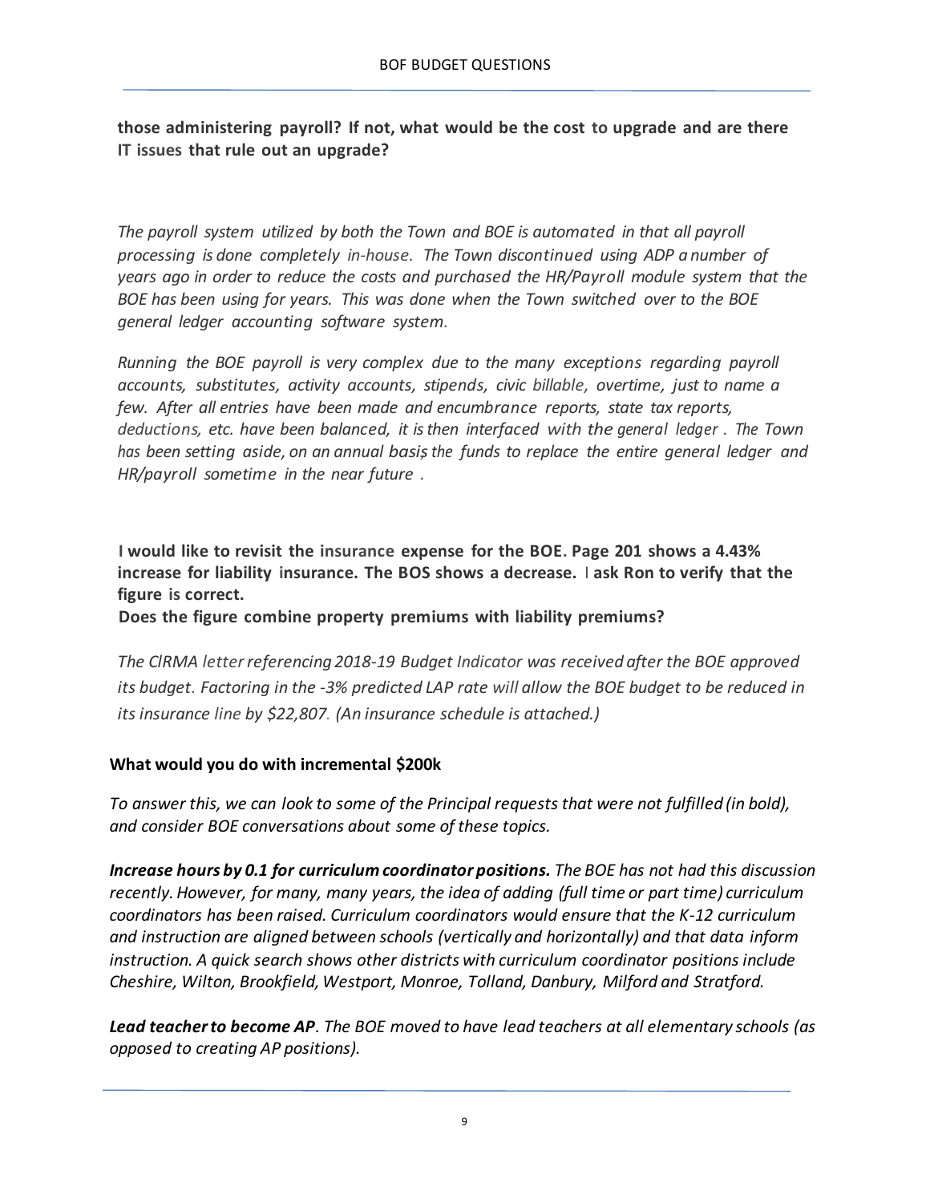**those administering payroll? If not, what would be the cost to upgrade and are there IT issues that rule out an upgrade?**

*The payroll system utilized by both the Town and BOE is automated in that all payroll processing is done completely in-house. The Town discontinued using ADP a number of years ago in order to reduce the costs and purchased the HR/Payroll module system that the BOE has been using for years. This was done when the Town switched over to the BOE general ledger accounting software system.*

*Running the BOE payroll is very complex due to the many exceptions regarding payroll accounts, substitutes, activity accounts, stipends, civic billable, overtime, just to name a few. After all entries have been made and encumbrance reports, state tax reports, deductions, etc. have been balanced, it is then interfaced with the general ledger. The Town has been setting aside, on an annual basis, the funds to replace the entire general ledger and HR/payroll sometime in the near future.*

**I would like to revisit the insurance expense for the BOE. Page 201 shows a 4.43% increase for liability insurance. The BOS shows a decrease. I ask Ron to verify that the figure is correct.**

**Does the figure combine property premiums with liability premiums?**

*The CIRMA letter referencing 2018-19 Budget Indicator was received after the BOE approved its budget. Factoring in the -3% predicted LAP rate will allow the BOE budget to be reduced in its insurance line by $22,807. (An insurance schedule is attached.)*

**What would you do with incremental $200k**

*To answer this, we can look to some of the Principal requests that were not fulfilled (in bold), and consider BOE conversations about some of these topics.*

***Increase hours by 0.1 for curriculum coordinator positions.*** *The BOE has not had this discussion recently. However, for many, many years, the idea of adding (full time or part time) curriculum coordinators has been raised. Curriculum coordinators would ensure that the K-12 curriculum and instruction are aligned between schools (vertically and horizontally) and that data inform instruction. A quick search shows other districts with curriculum coordinator positions include Cheshire, Wilton, Brookfield, Westport, Monroe, Tolland, Danbury, Milford and Stratford.*

***Lead teacher to become AP.*** *The BOE moved to have lead teachers at all elementary schools (as opposed to creating AP positions).*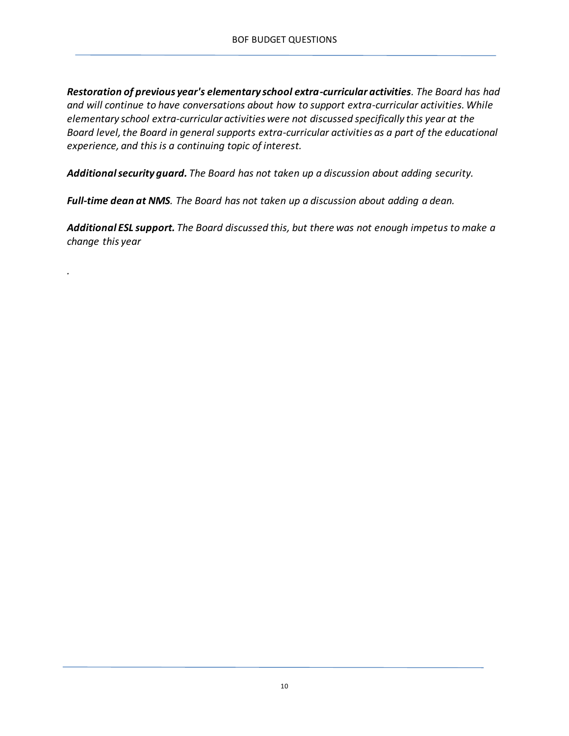***Restoration of previous year's elementary school extra-curricular activities****. The Board has had and will continue to have conversations about how to support extra-curricular activities. While elementary school extra-curricular activities were not discussed specifically this year at the Board level, the Board in general supports extra-curricular activities as a part of the educational experience, and this is a continuing topic of interest.*

***Additional security guard.*** *The Board has not taken up a discussion about adding security.*

***Full-time dean at NMS****. The Board has not taken up a discussion about adding a dean.*

***Additional ESL support.*** *The Board discussed this, but there was not enough impetus to make a change this year*

.